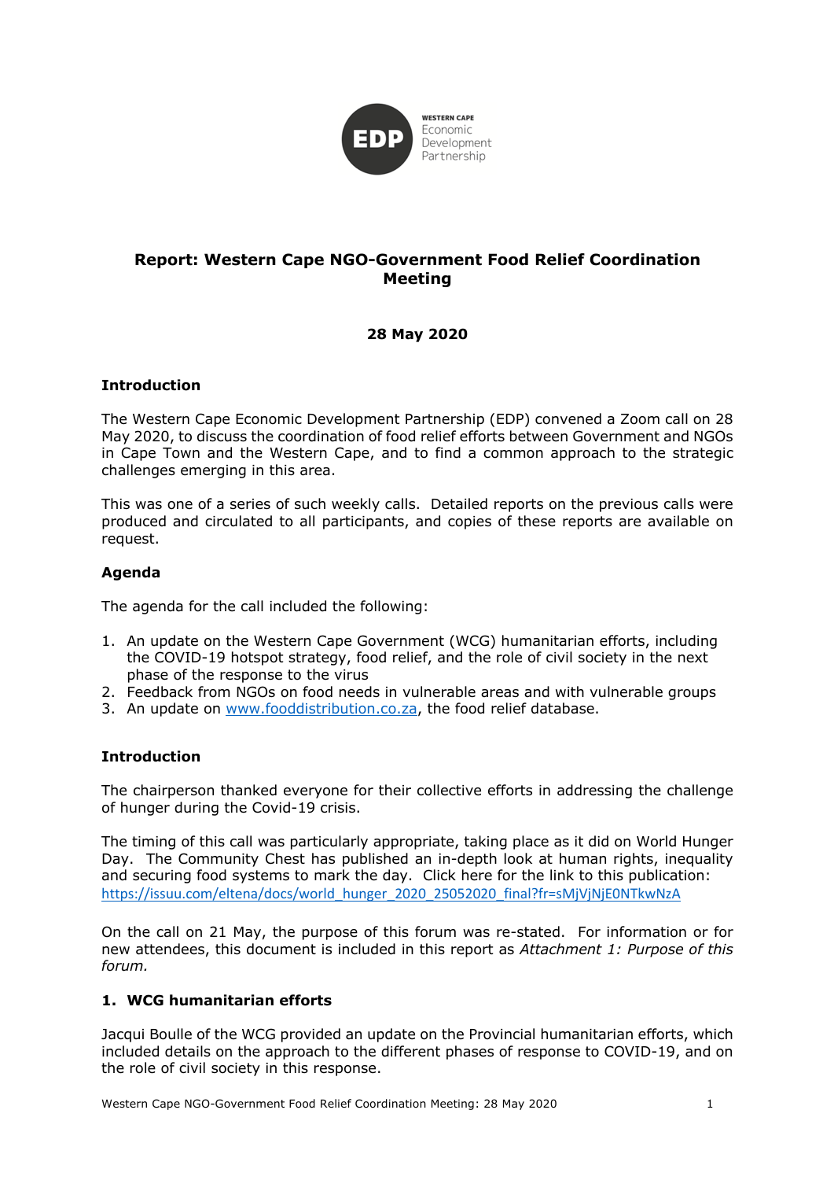# Report: Western Cape NGO-Government Food Relief Coordination Meeting

**28 May 2020**

## Introduction

The Western Cape Economic Development Partnership (EDP) convened a Zoom call on 28 May 2020, to discuss the coordination of food relief efforts between Government and NGOs in Cape Town and the Western Cape, and to find a common approach to the strategic challenges emerging in this area.

This was one of a series of such weekly calls. Detailed reports on the previous calls were produced and circulated to all participants, and copies of these reports are available on request.

## Agenda

The agenda for the call included the following:

1. An update on the Western Cape Government (WCG) humanitarian efforts, including the COVID-19 hotspot strategy, food relief, and the role of civil society in the next phase of the response to the virus
2. Feedback from NGOs on food needs in vulnerable areas and with vulnerable groups
3. An update on www.fooddistribution.co.za, the food relief database.

## Introduction

The chairperson thanked everyone for their collective efforts in addressing the challenge of hunger during the Covid-19 crisis.

The timing of this call was particularly appropriate, taking place as it did on World Hunger Day. The Community Chest has published an in-depth look at human rights, inequality and securing food systems to mark the day. Click here for the link to this publication: https://issuu.com/eltena/docs/world_hunger_2020_25052020_final?fr=sMjVjNjE0NTkwNzA

On the call on 21 May, the purpose of this forum was re-stated. For information or for new attendees, this document is included in this report as *Attachment 1: Purpose of this forum.*

## 1. WCG humanitarian efforts

Jacqui Boulle of the WCG provided an update on the Provincial humanitarian efforts, which included details on the approach to the different phases of response to COVID-19, and on the role of civil society in this response.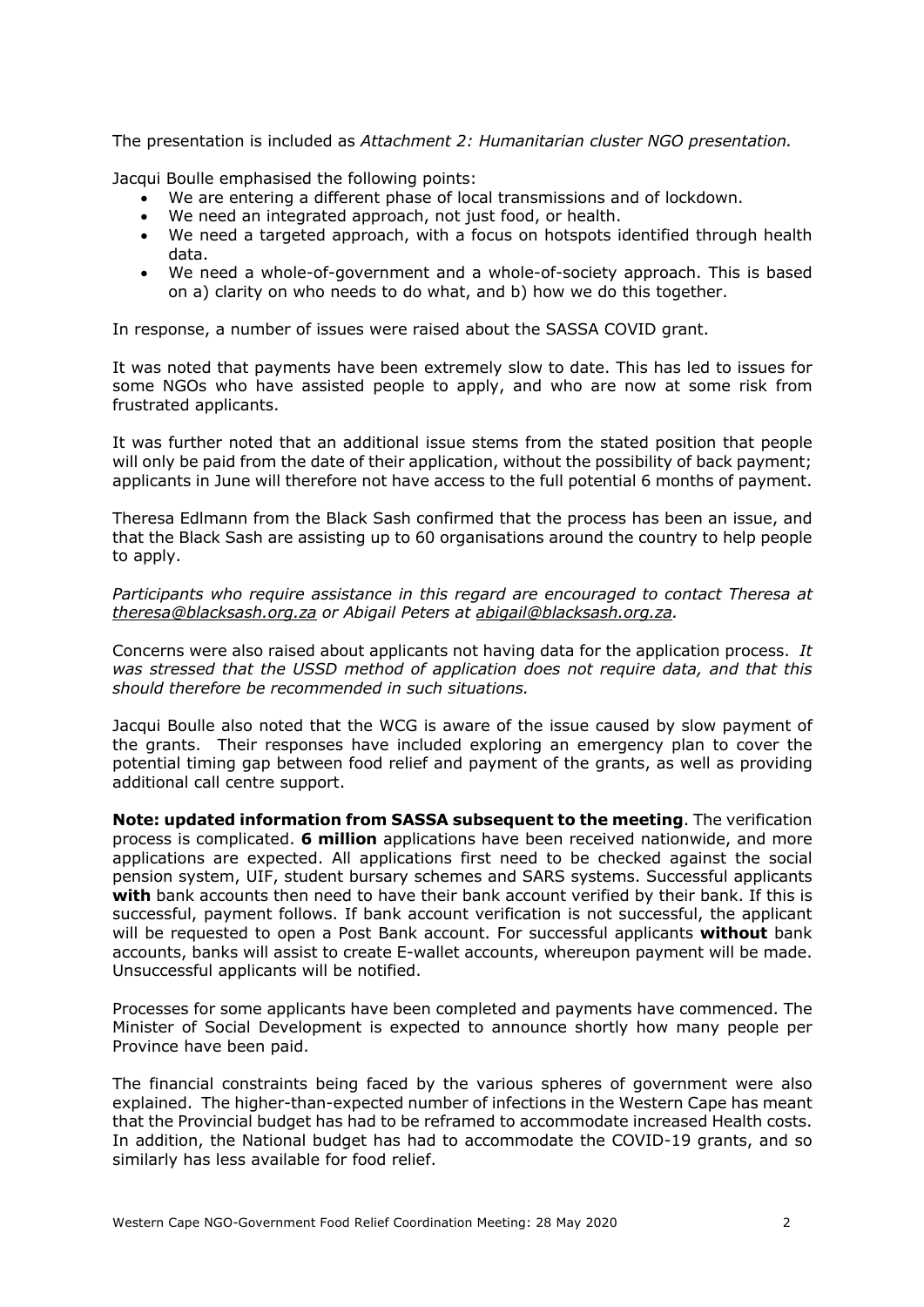The presentation is included as *Attachment 2: Humanitarian cluster NGO presentation.*

Jacqui Boulle emphasised the following points:

- We are entering a different phase of local transmissions and of lockdown.
- We need an integrated approach, not just food, or health.
- We need a targeted approach, with a focus on hotspots identified through health data.
- We need a whole-of-government and a whole-of-society approach. This is based on a) clarity on who needs to do what, and b) how we do this together.

In response, a number of issues were raised about the SASSA COVID grant.

It was noted that payments have been extremely slow to date. This has led to issues for some NGOs who have assisted people to apply, and who are now at some risk from frustrated applicants.

It was further noted that an additional issue stems from the stated position that people will only be paid from the date of their application, without the possibility of back payment; applicants in June will therefore not have access to the full potential 6 months of payment.

Theresa Edlmann from the Black Sash confirmed that the process has been an issue, and that the Black Sash are assisting up to 60 organisations around the country to help people to apply.

*Participants who require assistance in this regard are encouraged to contact Theresa at theresa@blacksash.org.za or Abigail Peters at abigail@blacksash.org.za.*

Concerns were also raised about applicants not having data for the application process. *It was stressed that the USSD method of application does not require data, and that this should therefore be recommended in such situations.*

Jacqui Boulle also noted that the WCG is aware of the issue caused by slow payment of the grants. Their responses have included exploring an emergency plan to cover the potential timing gap between food relief and payment of the grants, as well as providing additional call centre support.

**Note: updated information from SASSA subsequent to the meeting**. The verification process is complicated. **6 million** applications have been received nationwide, and more applications are expected. All applications first need to be checked against the social pension system, UIF, student bursary schemes and SARS systems. Successful applicants **with** bank accounts then need to have their bank account verified by their bank. If this is successful, payment follows. If bank account verification is not successful, the applicant will be requested to open a Post Bank account. For successful applicants **without** bank accounts, banks will assist to create E-wallet accounts, whereupon payment will be made. Unsuccessful applicants will be notified.

Processes for some applicants have been completed and payments have commenced. The Minister of Social Development is expected to announce shortly how many people per Province have been paid.

The financial constraints being faced by the various spheres of government were also explained. The higher-than-expected number of infections in the Western Cape has meant that the Provincial budget has had to be reframed to accommodate increased Health costs. In addition, the National budget has had to accommodate the COVID-19 grants, and so similarly has less available for food relief.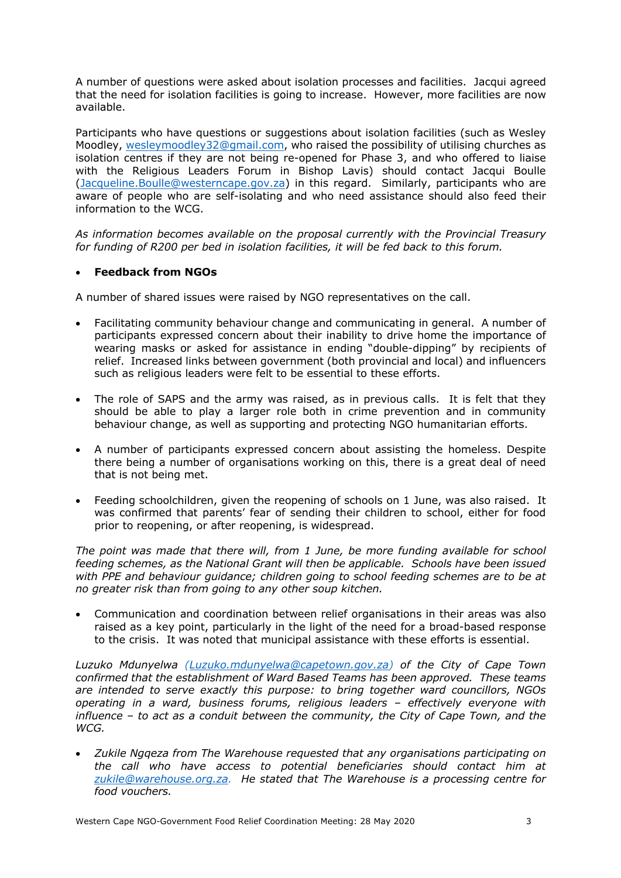A number of questions were asked about isolation processes and facilities. Jacqui agreed that the need for isolation facilities is going to increase. However, more facilities are now available.

Participants who have questions or suggestions about isolation facilities (such as Wesley Moodley, wesleymoodley32@gmail.com, who raised the possibility of utilising churches as isolation centres if they are not being re-opened for Phase 3, and who offered to liaise with the Religious Leaders Forum in Bishop Lavis) should contact Jacqui Boulle (Jacqueline.Boulle@westerncape.gov.za) in this regard. Similarly, participants who are aware of people who are self-isolating and who need assistance should also feed their information to the WCG.

*As information becomes available on the proposal currently with the Provincial Treasury for funding of R200 per bed in isolation facilities, it will be fed back to this forum.*

- **Feedback from NGOs**

A number of shared issues were raised by NGO representatives on the call.

- Facilitating community behaviour change and communicating in general. A number of participants expressed concern about their inability to drive home the importance of wearing masks or asked for assistance in ending "double-dipping" by recipients of relief. Increased links between government (both provincial and local) and influencers such as religious leaders were felt to be essential to these efforts.

- The role of SAPS and the army was raised, as in previous calls. It is felt that they should be able to play a larger role both in crime prevention and in community behaviour change, as well as supporting and protecting NGO humanitarian efforts.

- A number of participants expressed concern about assisting the homeless. Despite there being a number of organisations working on this, there is a great deal of need that is not being met.

- Feeding schoolchildren, given the reopening of schools on 1 June, was also raised. It was confirmed that parents' fear of sending their children to school, either for food prior to reopening, or after reopening, is widespread.

*The point was made that there will, from 1 June, be more funding available for school feeding schemes, as the National Grant will then be applicable. Schools have been issued with PPE and behaviour guidance; children going to school feeding schemes are to be at no greater risk than from going to any other soup kitchen.*

- Communication and coordination between relief organisations in their areas was also raised as a key point, particularly in the light of the need for a broad-based response to the crisis. It was noted that municipal assistance with these efforts is essential.

*Luzuko Mdunyelwa (Luzuko.mdunyelwa@capetown.gov.za) of the City of Cape Town confirmed that the establishment of Ward Based Teams has been approved. These teams are intended to serve exactly this purpose: to bring together ward councillors, NGOs operating in a ward, business forums, religious leaders – effectively everyone with influence – to act as a conduit between the community, the City of Cape Town, and the WCG.*

- *Zukile Ngqeza from The Warehouse requested that any organisations participating on the call who have access to potential beneficiaries should contact him at zukile@warehouse.org.za. He stated that The Warehouse is a processing centre for food vouchers.*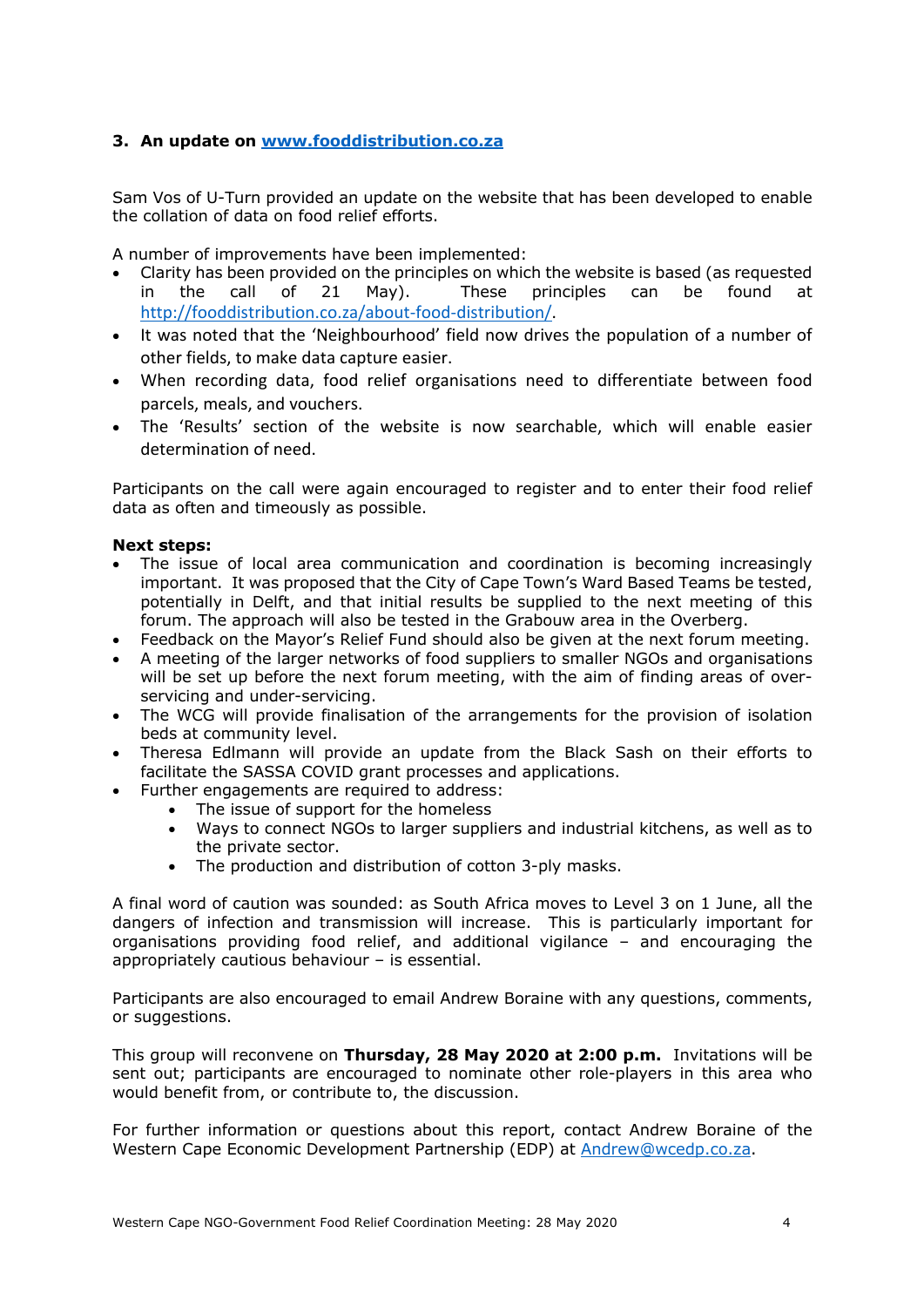### 3. An update on [www.fooddistribution.co.za](www.fooddistribution.co.za)

Sam Vos of U-Turn provided an update on the website that has been developed to enable the collation of data on food relief efforts.

A number of improvements have been implemented:

- Clarity has been provided on the principles on which the website is based (as requested in the call of 21 May). These principles can be found at [http://fooddistribution.co.za/about-food-distribution/](http://fooddistribution.co.za/about-food-distribution/).
- It was noted that the 'Neighbourhood' field now drives the population of a number of other fields, to make data capture easier.
- When recording data, food relief organisations need to differentiate between food parcels, meals, and vouchers.
- The 'Results' section of the website is now searchable, which will enable easier determination of need.

Participants on the call were again encouraged to register and to enter their food relief data as often and timeously as possible.

**Next steps:**

- The issue of local area communication and coordination is becoming increasingly important. It was proposed that the City of Cape Town's Ward Based Teams be tested, potentially in Delft, and that initial results be supplied to the next meeting of this forum. The approach will also be tested in the Grabouw area in the Overberg.
- Feedback on the Mayor's Relief Fund should also be given at the next forum meeting.
- A meeting of the larger networks of food suppliers to smaller NGOs and organisations will be set up before the next forum meeting, with the aim of finding areas of over-servicing and under-servicing.
- The WCG will provide finalisation of the arrangements for the provision of isolation beds at community level.
- Theresa Edlmann will provide an update from the Black Sash on their efforts to facilitate the SASSA COVID grant processes and applications.
- Further engagements are required to address:
  - The issue of support for the homeless
  - Ways to connect NGOs to larger suppliers and industrial kitchens, as well as to the private sector.
  - The production and distribution of cotton 3-ply masks.

A final word of caution was sounded: as South Africa moves to Level 3 on 1 June, all the dangers of infection and transmission will increase. This is particularly important for organisations providing food relief, and additional vigilance – and encouraging the appropriately cautious behaviour – is essential.

Participants are also encouraged to email Andrew Boraine with any questions, comments, or suggestions.

This group will reconvene on **Thursday, 28 May 2020 at 2:00 p.m.** Invitations will be sent out; participants are encouraged to nominate other role-players in this area who would benefit from, or contribute to, the discussion.

For further information or questions about this report, contact Andrew Boraine of the Western Cape Economic Development Partnership (EDP) at [Andrew@wcedp.co.za](mailto:Andrew@wcedp.co.za).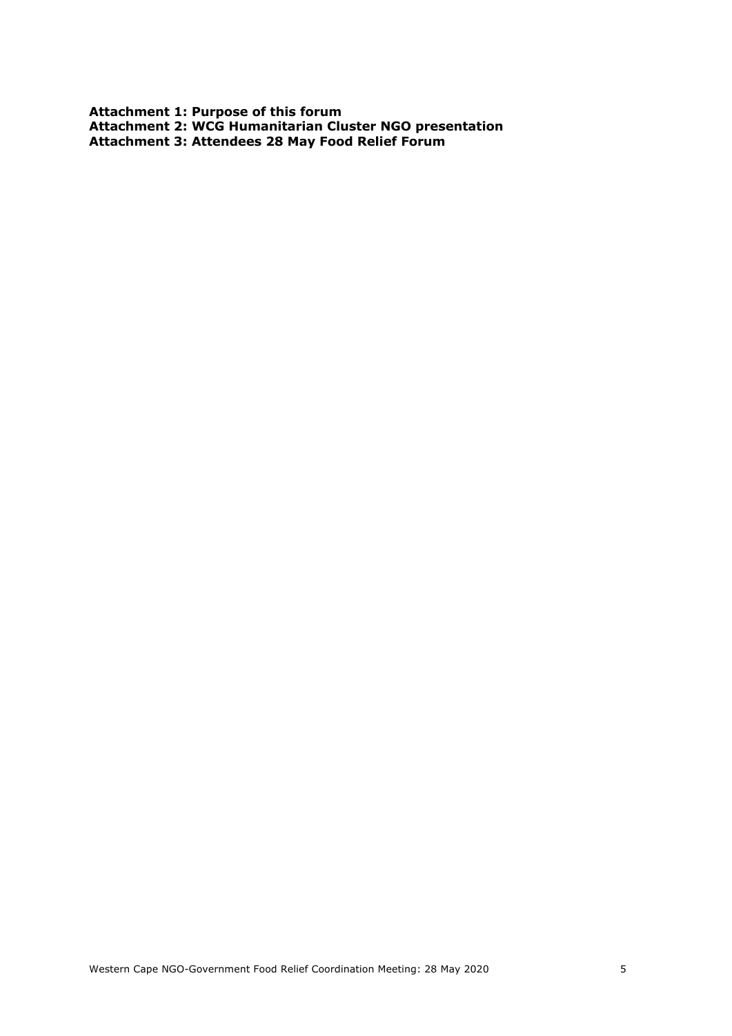**Attachment 1: Purpose of this forum**
**Attachment 2: WCG Humanitarian Cluster NGO presentation**
**Attachment 3: Attendees 28 May Food Relief Forum**